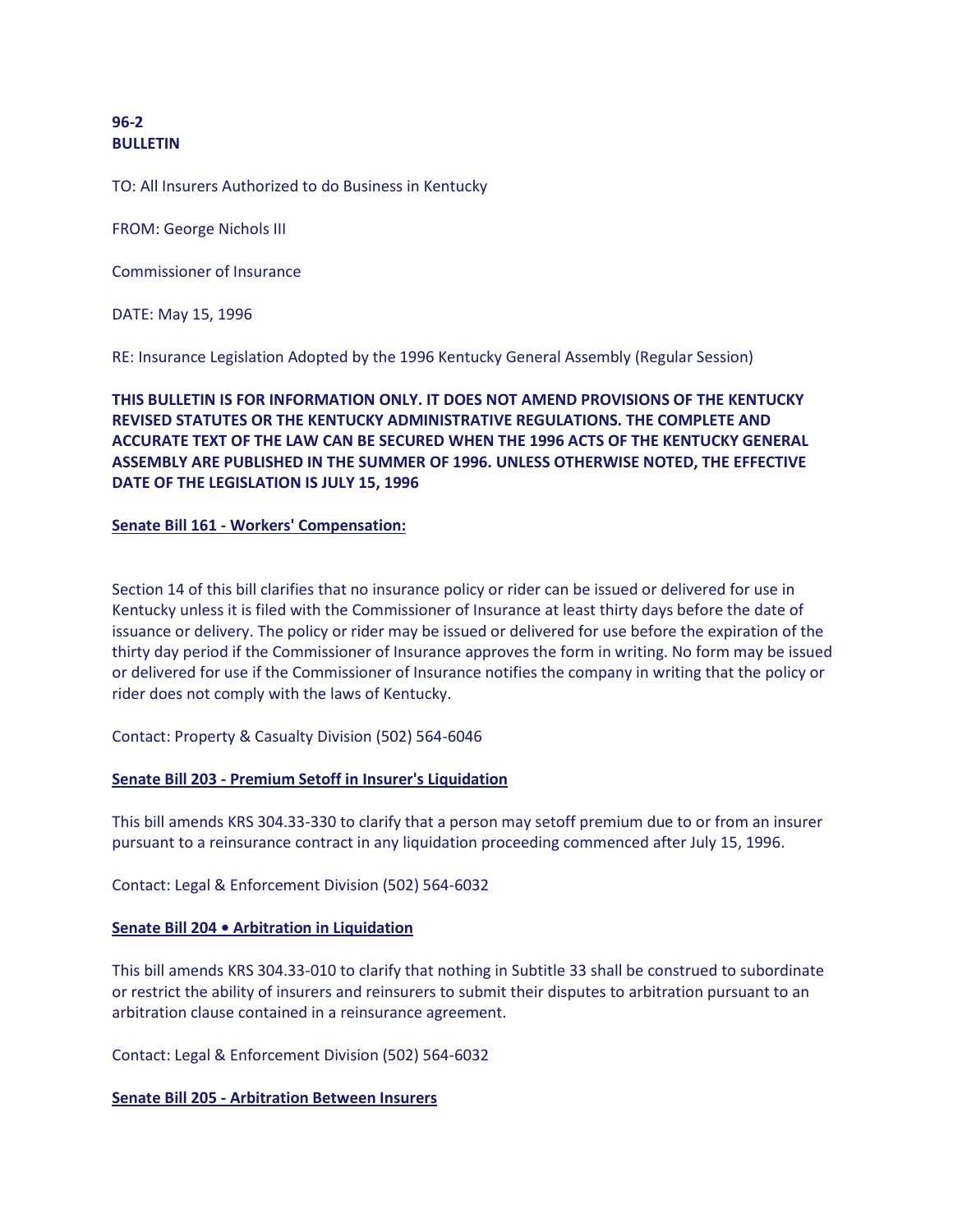**96-2**
**BULLETIN**

TO: All Insurers Authorized to do Business in Kentucky

FROM: George Nichols III

Commissioner of Insurance

DATE: May 15, 1996

RE: Insurance Legislation Adopted by the 1996 Kentucky General Assembly (Regular Session)

**THIS BULLETIN IS FOR INFORMATION ONLY. IT DOES NOT AMEND PROVISIONS OF THE KENTUCKY REVISED STATUTES OR THE KENTUCKY ADMINISTRATIVE REGULATIONS. THE COMPLETE AND ACCURATE TEXT OF THE LAW CAN BE SECURED WHEN THE 1996 ACTS OF THE KENTUCKY GENERAL ASSEMBLY ARE PUBLISHED IN THE SUMMER OF 1996. UNLESS OTHERWISE NOTED, THE EFFECTIVE DATE OF THE LEGISLATION IS JULY 15, 1996**

**Senate Bill 161 - Workers' Compensation:**

Section 14 of this bill clarifies that no insurance policy or rider can be issued or delivered for use in Kentucky unless it is filed with the Commissioner of Insurance at least thirty days before the date of issuance or delivery. The policy or rider may be issued or delivered for use before the expiration of the thirty day period if the Commissioner of Insurance approves the form in writing. No form may be issued or delivered for use if the Commissioner of Insurance notifies the company in writing that the policy or rider does not comply with the laws of Kentucky.

Contact: Property & Casualty Division (502) 564-6046

**Senate Bill 203 - Premium Setoff in Insurer's Liquidation**

This bill amends KRS 304.33-330 to clarify that a person may setoff premium due to or from an insurer pursuant to a reinsurance contract in any liquidation proceeding commenced after July 15, 1996.

Contact: Legal & Enforcement Division (502) 564-6032

**Senate Bill 204 • Arbitration in Liquidation**

This bill amends KRS 304.33-010 to clarify that nothing in Subtitle 33 shall be construed to subordinate or restrict the ability of insurers and reinsurers to submit their disputes to arbitration pursuant to an arbitration clause contained in a reinsurance agreement.

Contact: Legal & Enforcement Division (502) 564-6032

**Senate Bill 205 - Arbitration Between Insurers**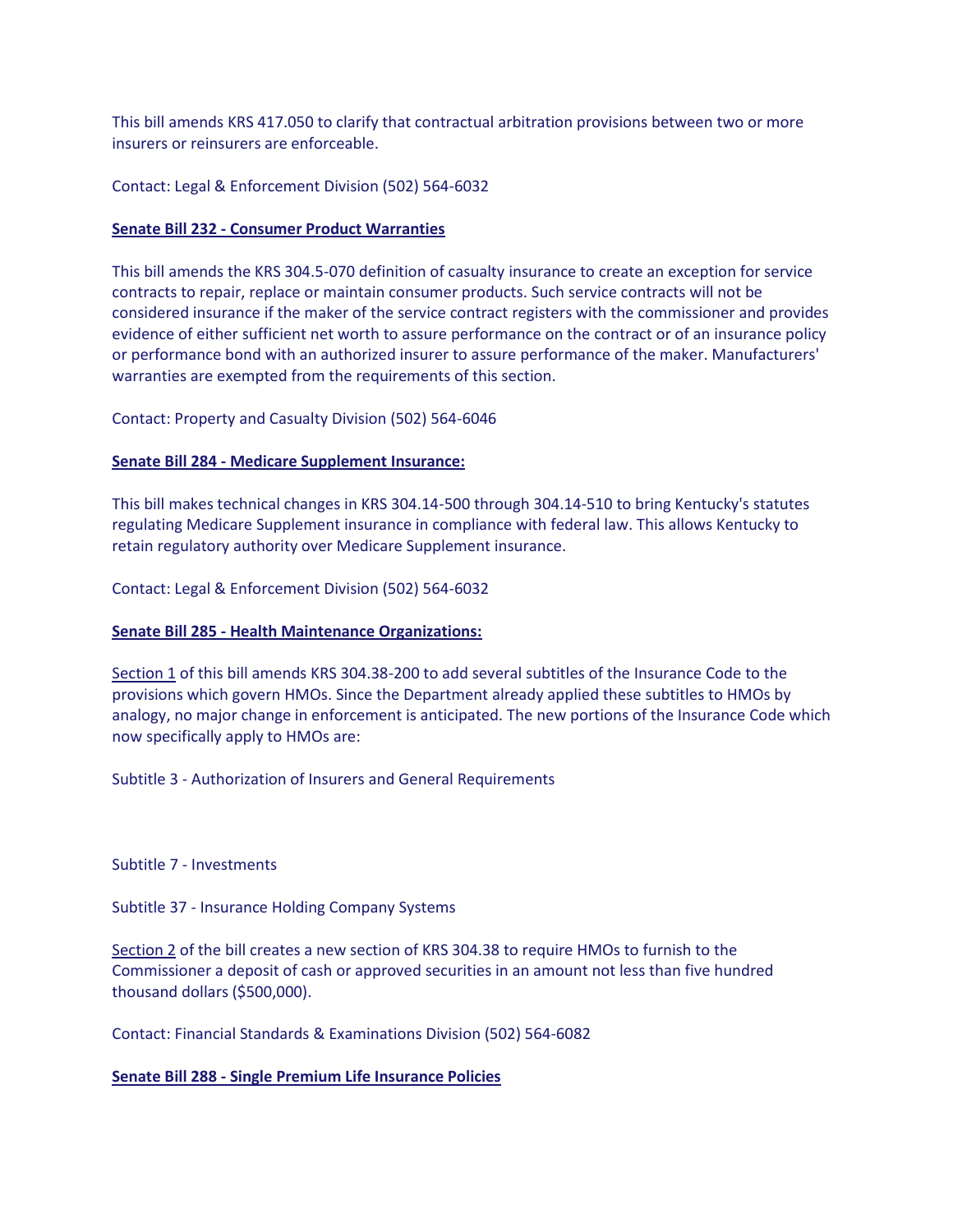This bill amends KRS 417.050 to clarify that contractual arbitration provisions between two or more insurers or reinsurers are enforceable.

Contact: Legal & Enforcement Division (502) 564-6032

**Senate Bill 232 - Consumer Product Warranties**

This bill amends the KRS 304.5-070 definition of casualty insurance to create an exception for service contracts to repair, replace or maintain consumer products. Such service contracts will not be considered insurance if the maker of the service contract registers with the commissioner and provides evidence of either sufficient net worth to assure performance on the contract or of an insurance policy or performance bond with an authorized insurer to assure performance of the maker. Manufacturers' warranties are exempted from the requirements of this section.

Contact: Property and Casualty Division (502) 564-6046

**Senate Bill 284 - Medicare Supplement Insurance:**

This bill makes technical changes in KRS 304.14-500 through 304.14-510 to bring Kentucky's statutes regulating Medicare Supplement insurance in compliance with federal law. This allows Kentucky to retain regulatory authority over Medicare Supplement insurance.

Contact: Legal & Enforcement Division (502) 564-6032

**Senate Bill 285 - Health Maintenance Organizations:**

Section 1 of this bill amends KRS 304.38-200 to add several subtitles of the Insurance Code to the provisions which govern HMOs. Since the Department already applied these subtitles to HMOs by analogy, no major change in enforcement is anticipated. The new portions of the Insurance Code which now specifically apply to HMOs are:

Subtitle 3 - Authorization of Insurers and General Requirements

Subtitle 7 - Investments

Subtitle 37 - Insurance Holding Company Systems

Section 2 of the bill creates a new section of KRS 304.38 to require HMOs to furnish to the Commissioner a deposit of cash or approved securities in an amount not less than five hundred thousand dollars ($500,000).

Contact: Financial Standards & Examinations Division (502) 564-6082

**Senate Bill 288 - Single Premium Life Insurance Policies**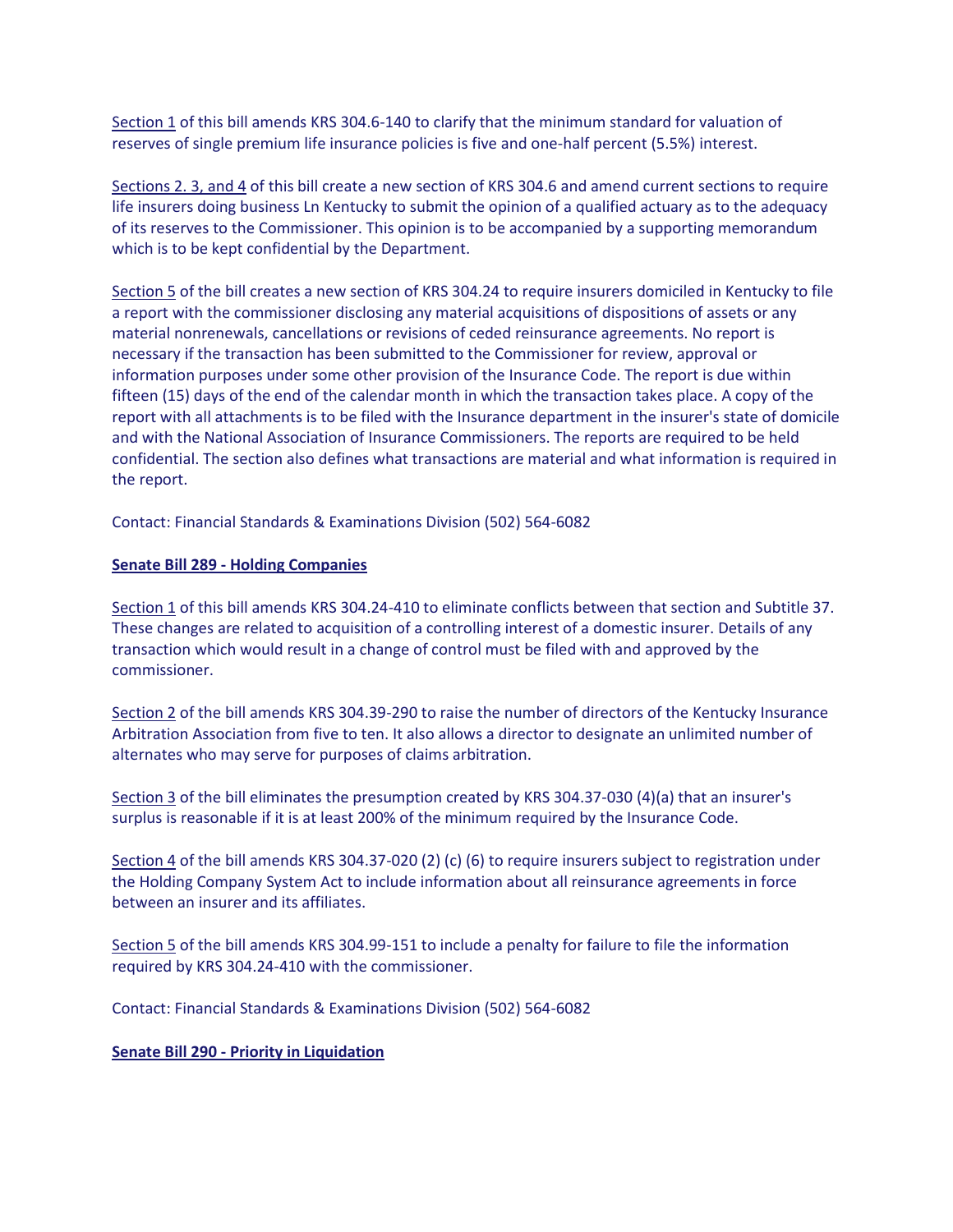Section 1 of this bill amends KRS 304.6-140 to clarify that the minimum standard for valuation of reserves of single premium life insurance policies is five and one-half percent (5.5%) interest.

Sections 2. 3, and 4 of this bill create a new section of KRS 304.6 and amend current sections to require life insurers doing business Ln Kentucky to submit the opinion of a qualified actuary as to the adequacy of its reserves to the Commissioner. This opinion is to be accompanied by a supporting memorandum which is to be kept confidential by the Department.

Section 5 of the bill creates a new section of KRS 304.24 to require insurers domiciled in Kentucky to file a report with the commissioner disclosing any material acquisitions of dispositions of assets or any material nonrenewals, cancellations or revisions of ceded reinsurance agreements. No report is necessary if the transaction has been submitted to the Commissioner for review, approval or information purposes under some other provision of the Insurance Code. The report is due within fifteen (15) days of the end of the calendar month in which the transaction takes place. A copy of the report with all attachments is to be filed with the Insurance department in the insurer's state of domicile and with the National Association of Insurance Commissioners. The reports are required to be held confidential. The section also defines what transactions are material and what information is required in the report.

Contact: Financial Standards & Examinations Division (502) 564-6082

**Senate Bill 289 - Holding Companies**

Section 1 of this bill amends KRS 304.24-410 to eliminate conflicts between that section and Subtitle 37. These changes are related to acquisition of a controlling interest of a domestic insurer. Details of any transaction which would result in a change of control must be filed with and approved by the commissioner.

Section 2 of the bill amends KRS 304.39-290 to raise the number of directors of the Kentucky Insurance Arbitration Association from five to ten. It also allows a director to designate an unlimited number of alternates who may serve for purposes of claims arbitration.

Section 3 of the bill eliminates the presumption created by KRS 304.37-030 (4)(a) that an insurer's surplus is reasonable if it is at least 200% of the minimum required by the Insurance Code.

Section 4 of the bill amends KRS 304.37-020 (2) (c) (6) to require insurers subject to registration under the Holding Company System Act to include information about all reinsurance agreements in force between an insurer and its affiliates.

Section 5 of the bill amends KRS 304.99-151 to include a penalty for failure to file the information required by KRS 304.24-410 with the commissioner.

Contact: Financial Standards & Examinations Division (502) 564-6082

**Senate Bill 290 - Priority in Liquidation**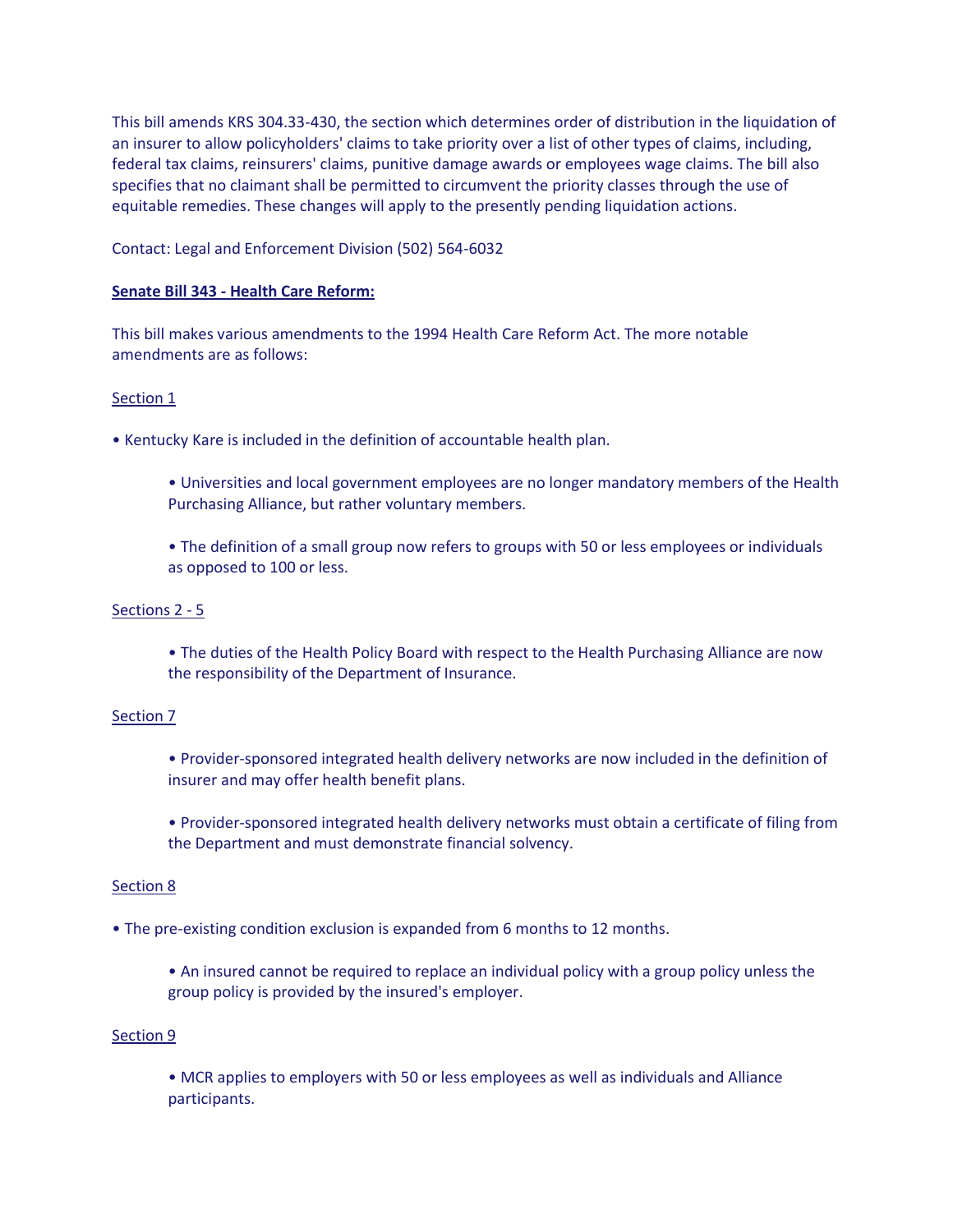This bill amends KRS 304.33-430, the section which determines order of distribution in the liquidation of an insurer to allow policyholders' claims to take priority over a list of other types of claims, including, federal tax claims, reinsurers' claims, punitive damage awards or employees wage claims. The bill also specifies that no claimant shall be permitted to circumvent the priority classes through the use of equitable remedies. These changes will apply to the presently pending liquidation actions.

Contact: Legal and Enforcement Division (502) 564-6032

**Senate Bill 343 - Health Care Reform:**

This bill makes various amendments to the 1994 Health Care Reform Act. The more notable amendments are as follows:

Section 1

- Kentucky Kare is included in the definition of accountable health plan.
  - Universities and local government employees are no longer mandatory members of the Health Purchasing Alliance, but rather voluntary members.
  - The definition of a small group now refers to groups with 50 or less employees or individuals as opposed to 100 or less.

Sections 2 - 5

- The duties of the Health Policy Board with respect to the Health Purchasing Alliance are now the responsibility of the Department of Insurance.

Section 7

- Provider-sponsored integrated health delivery networks are now included in the definition of insurer and may offer health benefit plans.
- Provider-sponsored integrated health delivery networks must obtain a certificate of filing from the Department and must demonstrate financial solvency.

Section 8

- The pre-existing condition exclusion is expanded from 6 months to 12 months.
  - An insured cannot be required to replace an individual policy with a group policy unless the group policy is provided by the insured's employer.

Section 9

- MCR applies to employers with 50 or less employees as well as individuals and Alliance participants.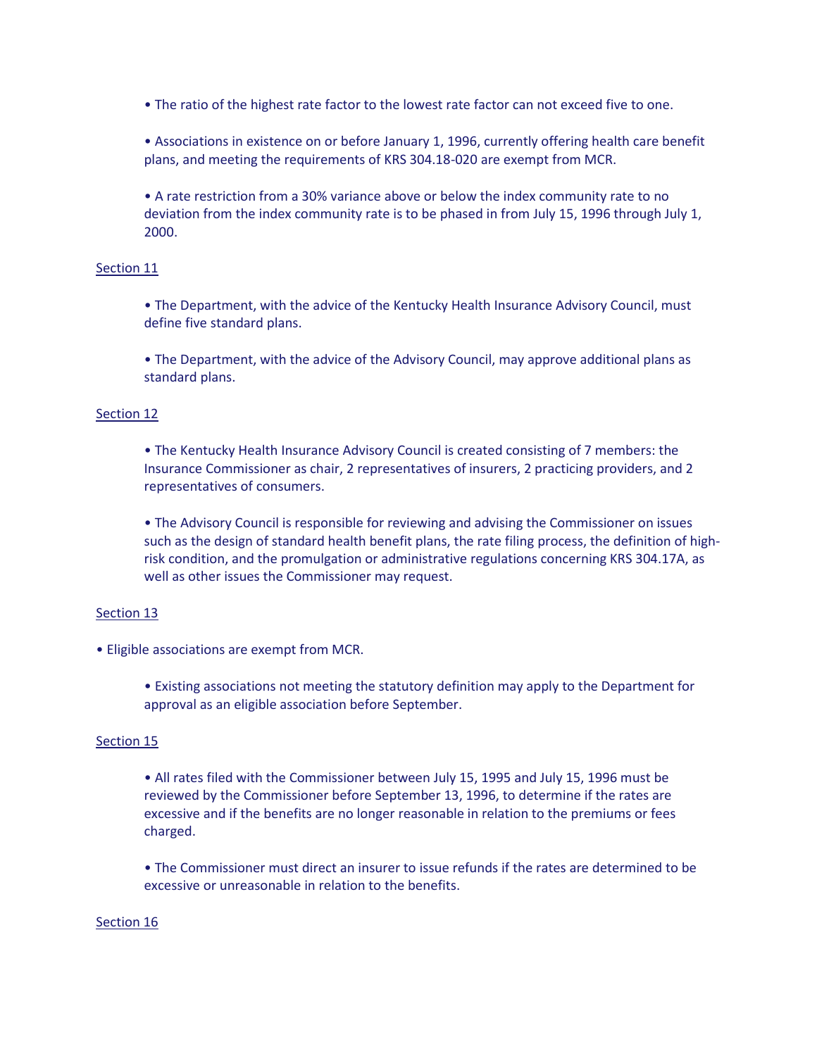- The ratio of the highest rate factor to the lowest rate factor can not exceed five to one.

- Associations in existence on or before January 1, 1996, currently offering health care benefit plans, and meeting the requirements of KRS 304.18-020 are exempt from MCR.

- A rate restriction from a 30% variance above or below the index community rate to no deviation from the index community rate is to be phased in from July 15, 1996 through July 1, 2000.

<u>Section 11</u>

- The Department, with the advice of the Kentucky Health Insurance Advisory Council, must define five standard plans.

- The Department, with the advice of the Advisory Council, may approve additional plans as standard plans.

<u>Section 12</u>

- The Kentucky Health Insurance Advisory Council is created consisting of 7 members: the Insurance Commissioner as chair, 2 representatives of insurers, 2 practicing providers, and 2 representatives of consumers.

- The Advisory Council is responsible for reviewing and advising the Commissioner on issues such as the design of standard health benefit plans, the rate filing process, the definition of high-risk condition, and the promulgation or administrative regulations concerning KRS 304.17A, as well as other issues the Commissioner may request.

<u>Section 13</u>

- Eligible associations are exempt from MCR.

  - Existing associations not meeting the statutory definition may apply to the Department for approval as an eligible association before September.

<u>Section 15</u>

- All rates filed with the Commissioner between July 15, 1995 and July 15, 1996 must be reviewed by the Commissioner before September 13, 1996, to determine if the rates are excessive and if the benefits are no longer reasonable in relation to the premiums or fees charged.

- The Commissioner must direct an insurer to issue refunds if the rates are determined to be excessive or unreasonable in relation to the benefits.

<u>Section 16</u>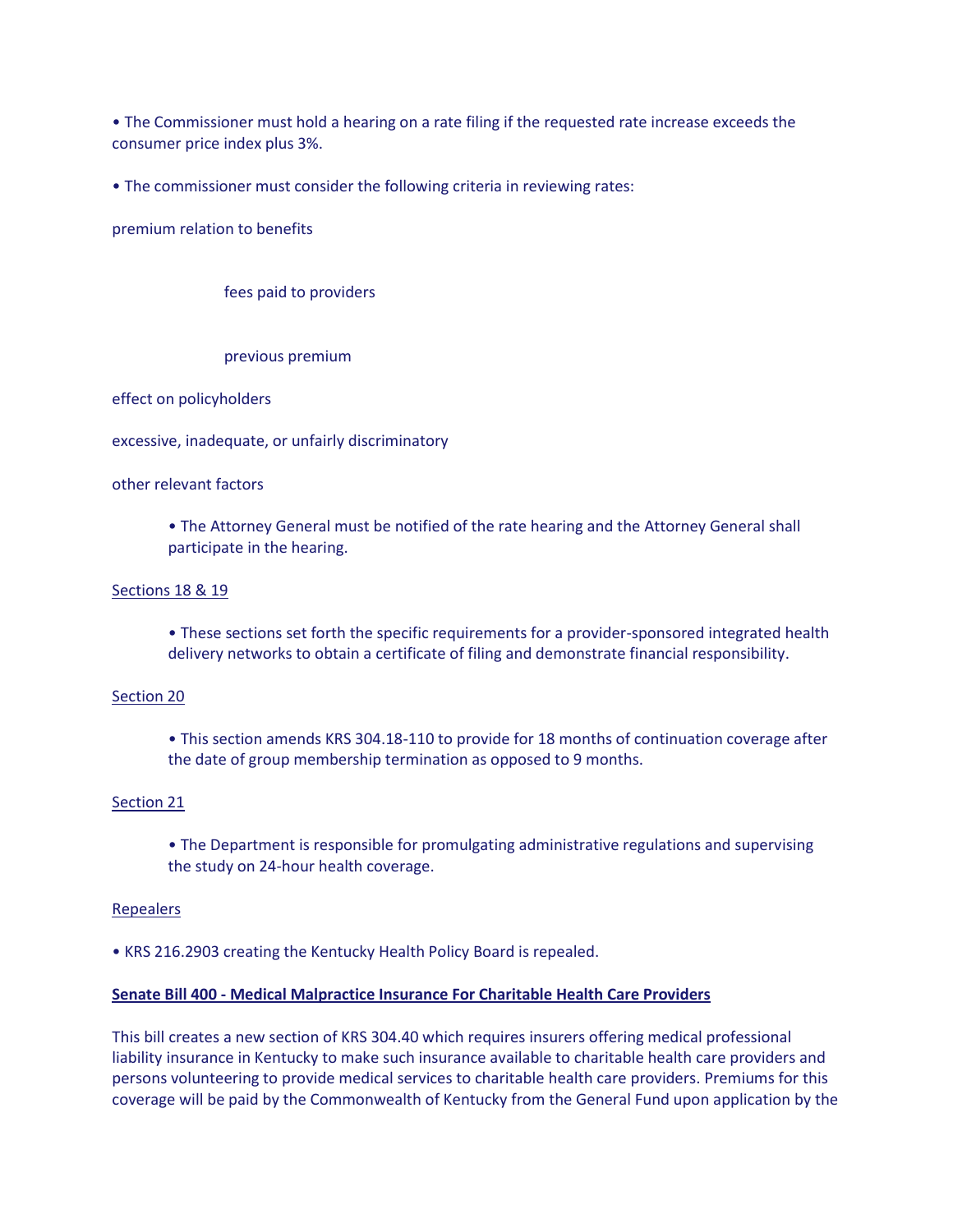• The Commissioner must hold a hearing on a rate filing if the requested rate increase exceeds the consumer price index plus 3%.

• The commissioner must consider the following criteria in reviewing rates:

premium relation to benefits

fees paid to providers

previous premium

effect on policyholders

excessive, inadequate, or unfairly discriminatory

other relevant factors

• The Attorney General must be notified of the rate hearing and the Attorney General shall participate in the hearing.

Sections 18 & 19

• These sections set forth the specific requirements for a provider-sponsored integrated health delivery networks to obtain a certificate of filing and demonstrate financial responsibility.

Section 20

• This section amends KRS 304.18-110 to provide for 18 months of continuation coverage after the date of group membership termination as opposed to 9 months.

Section 21

• The Department is responsible for promulgating administrative regulations and supervising the study on 24-hour health coverage.

Repealers

• KRS 216.2903 creating the Kentucky Health Policy Board is repealed.

**Senate Bill 400 - Medical Malpractice Insurance For Charitable Health Care Providers**

This bill creates a new section of KRS 304.40 which requires insurers offering medical professional liability insurance in Kentucky to make such insurance available to charitable health care providers and persons volunteering to provide medical services to charitable health care providers. Premiums for this coverage will be paid by the Commonwealth of Kentucky from the General Fund upon application by the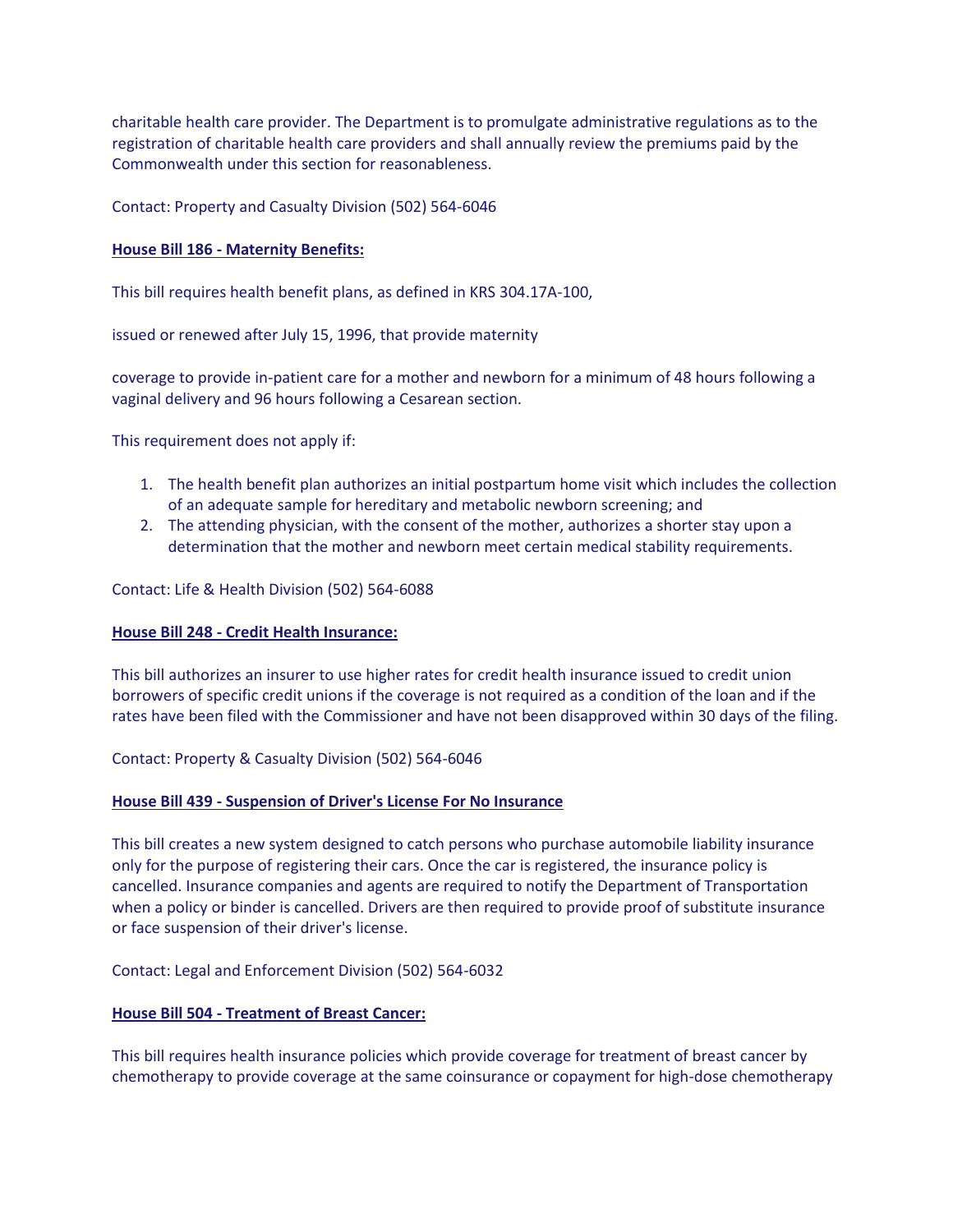charitable health care provider. The Department is to promulgate administrative regulations as to the registration of charitable health care providers and shall annually review the premiums paid by the Commonwealth under this section for reasonableness.

Contact: Property and Casualty Division (502) 564-6046

**House Bill 186 - Maternity Benefits:**

This bill requires health benefit plans, as defined in KRS 304.17A-100,

issued or renewed after July 15, 1996, that provide maternity

coverage to provide in-patient care for a mother and newborn for a minimum of 48 hours following a vaginal delivery and 96 hours following a Cesarean section.

This requirement does not apply if:

1. The health benefit plan authorizes an initial postpartum home visit which includes the collection of an adequate sample for hereditary and metabolic newborn screening; and
2. The attending physician, with the consent of the mother, authorizes a shorter stay upon a determination that the mother and newborn meet certain medical stability requirements.

Contact: Life & Health Division (502) 564-6088

**House Bill 248 - Credit Health Insurance:**

This bill authorizes an insurer to use higher rates for credit health insurance issued to credit union borrowers of specific credit unions if the coverage is not required as a condition of the loan and if the rates have been filed with the Commissioner and have not been disapproved within 30 days of the filing.

Contact: Property & Casualty Division (502) 564-6046

**House Bill 439 - Suspension of Driver's License For No Insurance**

This bill creates a new system designed to catch persons who purchase automobile liability insurance only for the purpose of registering their cars. Once the car is registered, the insurance policy is cancelled. Insurance companies and agents are required to notify the Department of Transportation when a policy or binder is cancelled. Drivers are then required to provide proof of substitute insurance or face suspension of their driver's license.

Contact: Legal and Enforcement Division (502) 564-6032

**House Bill 504 - Treatment of Breast Cancer:**

This bill requires health insurance policies which provide coverage for treatment of breast cancer by chemotherapy to provide coverage at the same coinsurance or copayment for high-dose chemotherapy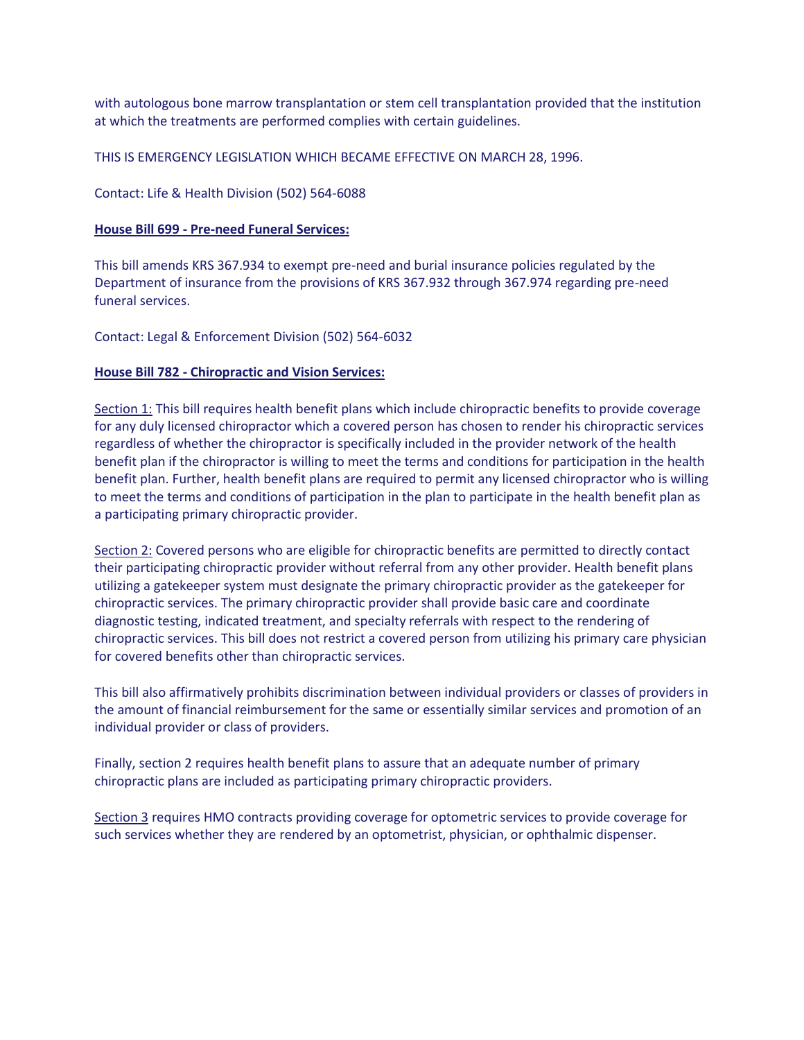with autologous bone marrow transplantation or stem cell transplantation provided that the institution at which the treatments are performed complies with certain guidelines.

THIS IS EMERGENCY LEGISLATION WHICH BECAME EFFECTIVE ON MARCH 28, 1996.

Contact: Life & Health Division (502) 564-6088

**House Bill 699 - Pre-need Funeral Services:**

This bill amends KRS 367.934 to exempt pre-need and burial insurance policies regulated by the Department of insurance from the provisions of KRS 367.932 through 367.974 regarding pre-need funeral services.

Contact: Legal & Enforcement Division (502) 564-6032

**House Bill 782 - Chiropractic and Vision Services:**

Section 1: This bill requires health benefit plans which include chiropractic benefits to provide coverage for any duly licensed chiropractor which a covered person has chosen to render his chiropractic services regardless of whether the chiropractor is specifically included in the provider network of the health benefit plan if the chiropractor is willing to meet the terms and conditions for participation in the health benefit plan. Further, health benefit plans are required to permit any licensed chiropractor who is willing to meet the terms and conditions of participation in the plan to participate in the health benefit plan as a participating primary chiropractic provider.

Section 2: Covered persons who are eligible for chiropractic benefits are permitted to directly contact their participating chiropractic provider without referral from any other provider. Health benefit plans utilizing a gatekeeper system must designate the primary chiropractic provider as the gatekeeper for chiropractic services. The primary chiropractic provider shall provide basic care and coordinate diagnostic testing, indicated treatment, and specialty referrals with respect to the rendering of chiropractic services. This bill does not restrict a covered person from utilizing his primary care physician for covered benefits other than chiropractic services.

This bill also affirmatively prohibits discrimination between individual providers or classes of providers in the amount of financial reimbursement for the same or essentially similar services and promotion of an individual provider or class of providers.

Finally, section 2 requires health benefit plans to assure that an adequate number of primary chiropractic plans are included as participating primary chiropractic providers.

Section 3 requires HMO contracts providing coverage for optometric services to provide coverage for such services whether they are rendered by an optometrist, physician, or ophthalmic dispenser.